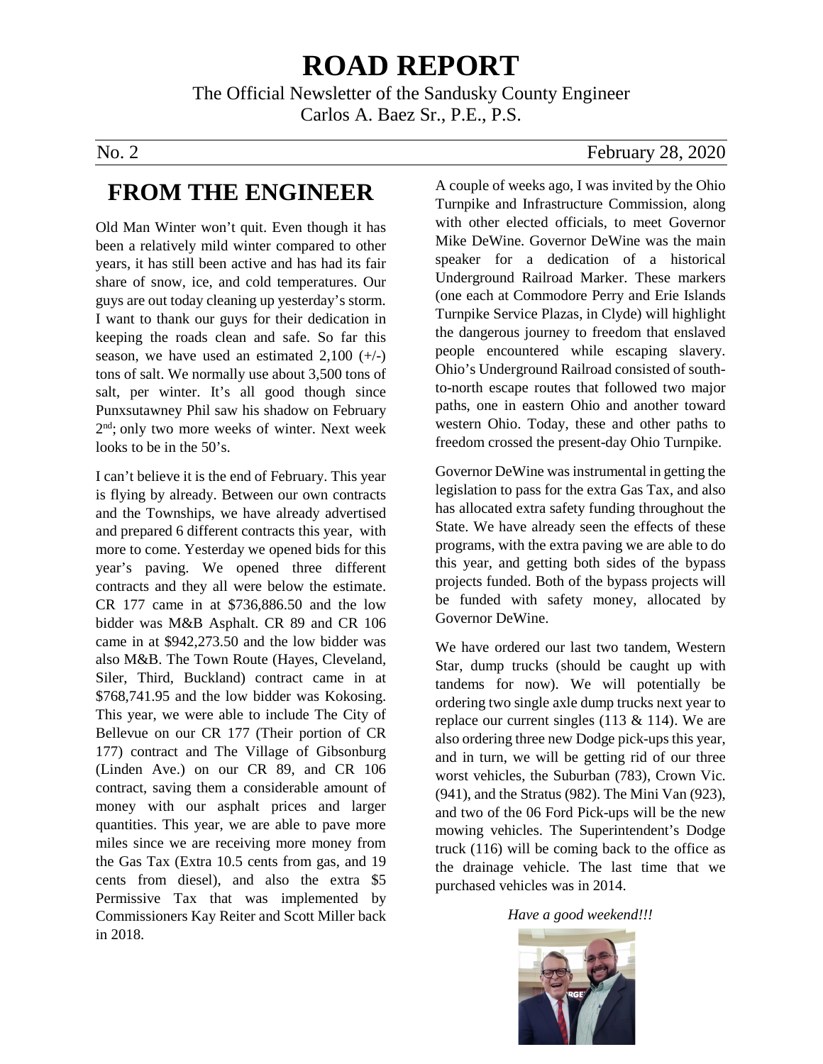# ROAD REPORT

The Official Newsletter of the Sandusky County Engineer
Carlos A. Baez Sr., P.E., P.S.

No. 2 February 28, 2020

## FROM THE ENGINEER

Old Man Winter won't quit. Even though it has been a relatively mild winter compared to other years, it has still been active and has had its fair share of snow, ice, and cold temperatures. Our guys are out today cleaning up yesterday's storm. I want to thank our guys for their dedication in keeping the roads clean and safe. So far this season, we have used an estimated 2,100 (+/-) tons of salt. We normally use about 3,500 tons of salt, per winter. It's all good though since Punxsutawney Phil saw his shadow on February 2nd; only two more weeks of winter. Next week looks to be in the 50's.

I can't believe it is the end of February. This year is flying by already. Between our own contracts and the Townships, we have already advertised and prepared 6 different contracts this year, with more to come. Yesterday we opened bids for this year's paving. We opened three different contracts and they all were below the estimate. CR 177 came in at $736,886.50 and the low bidder was M&B Asphalt. CR 89 and CR 106 came in at $942,273.50 and the low bidder was also M&B. The Town Route (Hayes, Cleveland, Siler, Third, Buckland) contract came in at $768,741.95 and the low bidder was Kokosing. This year, we were able to include The City of Bellevue on our CR 177 (Their portion of CR 177) contract and The Village of Gibsonburg (Linden Ave.) on our CR 89, and CR 106 contract, saving them a considerable amount of money with our asphalt prices and larger quantities. This year, we are able to pave more miles since we are receiving more money from the Gas Tax (Extra 10.5 cents from gas, and 19 cents from diesel), and also the extra $5 Permissive Tax that was implemented by Commissioners Kay Reiter and Scott Miller back in 2018.

A couple of weeks ago, I was invited by the Ohio Turnpike and Infrastructure Commission, along with other elected officials, to meet Governor Mike DeWine. Governor DeWine was the main speaker for a dedication of a historical Underground Railroad Marker. These markers (one each at Commodore Perry and Erie Islands Turnpike Service Plazas, in Clyde) will highlight the dangerous journey to freedom that enslaved people encountered while escaping slavery. Ohio's Underground Railroad consisted of south-to-north escape routes that followed two major paths, one in eastern Ohio and another toward western Ohio. Today, these and other paths to freedom crossed the present-day Ohio Turnpike.

Governor DeWine was instrumental in getting the legislation to pass for the extra Gas Tax, and also has allocated extra safety funding throughout the State. We have already seen the effects of these programs, with the extra paving we are able to do this year, and getting both sides of the bypass projects funded. Both of the bypass projects will be funded with safety money, allocated by Governor DeWine.

We have ordered our last two tandem, Western Star, dump trucks (should be caught up with tandems for now). We will potentially be ordering two single axle dump trucks next year to replace our current singles (113 & 114). We are also ordering three new Dodge pick-ups this year, and in turn, we will be getting rid of our three worst vehicles, the Suburban (783), Crown Vic. (941), and the Stratus (982). The Mini Van (923), and two of the 06 Ford Pick-ups will be the new mowing vehicles. The Superintendent's Dodge truck (116) will be coming back to the office as the drainage vehicle. The last time that we purchased vehicles was in 2014.

*Have a good weekend!!!*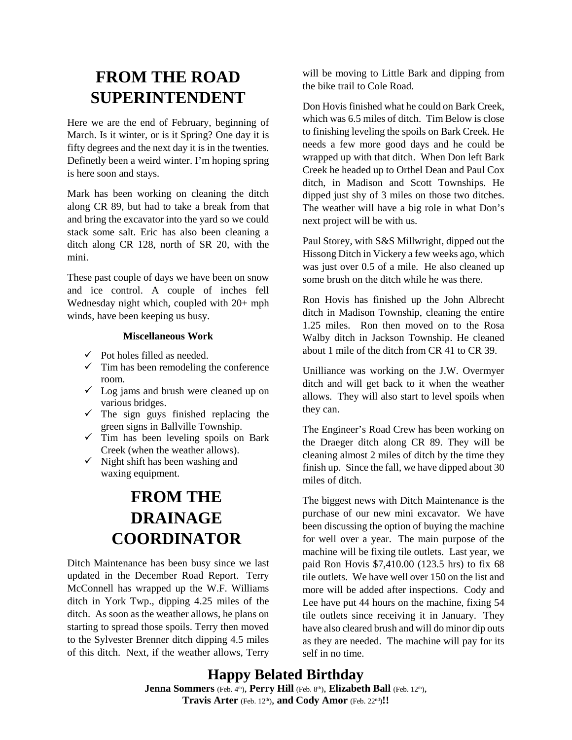## FROM THE ROAD SUPERINTENDENT

Here we are the end of February, beginning of March. Is it winter, or is it Spring? One day it is fifty degrees and the next day it is in the twenties. Definetly been a weird winter. I'm hoping spring is here soon and stays.

Mark has been working on cleaning the ditch along CR 89, but had to take a break from that and bring the excavator into the yard so we could stack some salt. Eric has also been cleaning a ditch along CR 128, north of SR 20, with the mini.

These past couple of days we have been on snow and ice control. A couple of inches fell Wednesday night which, coupled with 20+ mph winds, have been keeping us busy.

**Miscellaneous Work**

- ✓ Pot holes filled as needed.
- ✓ Tim has been remodeling the conference room.
- ✓ Log jams and brush were cleaned up on various bridges.
- ✓ The sign guys finished replacing the green signs in Ballville Township.
- ✓ Tim has been leveling spoils on Bark Creek (when the weather allows).
- ✓ Night shift has been washing and waxing equipment.

## FROM THE DRAINAGE COORDINATOR

Ditch Maintenance has been busy since we last updated in the December Road Report. Terry McConnell has wrapped up the W.F. Williams ditch in York Twp., dipping 4.25 miles of the ditch. As soon as the weather allows, he plans on starting to spread those spoils. Terry then moved to the Sylvester Brenner ditch dipping 4.5 miles of this ditch. Next, if the weather allows, Terry will be moving to Little Bark and dipping from the bike trail to Cole Road.

Don Hovis finished what he could on Bark Creek, which was 6.5 miles of ditch. Tim Below is close to finishing leveling the spoils on Bark Creek. He needs a few more good days and he could be wrapped up with that ditch. When Don left Bark Creek he headed up to Orthel Dean and Paul Cox ditch, in Madison and Scott Townships. He dipped just shy of 3 miles on those two ditches. The weather will have a big role in what Don's next project will be with us.

Paul Storey, with S&S Millwright, dipped out the Hissong Ditch in Vickery a few weeks ago, which was just over 0.5 of a mile. He also cleaned up some brush on the ditch while he was there.

Ron Hovis has finished up the John Albrecht ditch in Madison Township, cleaning the entire 1.25 miles. Ron then moved on to the Rosa Walby ditch in Jackson Township. He cleaned about 1 mile of the ditch from CR 41 to CR 39.

Unilliance was working on the J.W. Overmyer ditch and will get back to it when the weather allows. They will also start to level spoils when they can.

The Engineer's Road Crew has been working on the Draeger ditch along CR 89. They will be cleaning almost 2 miles of ditch by the time they finish up. Since the fall, we have dipped about 30 miles of ditch.

The biggest news with Ditch Maintenance is the purchase of our new mini excavator. We have been discussing the option of buying the machine for well over a year. The main purpose of the machine will be fixing tile outlets. Last year, we paid Ron Hovis $7,410.00 (123.5 hrs) to fix 68 tile outlets. We have well over 150 on the list and more will be added after inspections. Cody and Lee have put 44 hours on the machine, fixing 54 tile outlets since receiving it in January. They have also cleared brush and will do minor dip outs as they are needed. The machine will pay for its self in no time.

## Happy Belated Birthday

**Jenna Sommers** (Feb. 4th), **Perry Hill** (Feb. 8th), **Elizabeth Ball** (Feb. 12th), **Travis Arter** (Feb. 12th), **and Cody Amor** (Feb. 22nd)**!!**